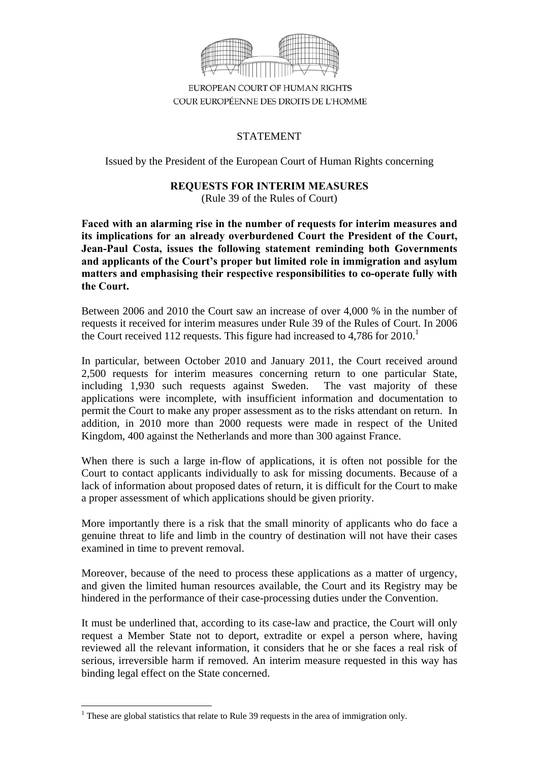EUROPEAN COURT OF HUMAN RIGHTS
COUR EUROPÉENNE DES DROITS DE L'HOMME

# STATEMENT

Issued by the President of the European Court of Human Rights concerning

## REQUESTS FOR INTERIM MEASURES

(Rule 39 of the Rules of Court)

**Faced with an alarming rise in the number of requests for interim measures and its implications for an already overburdened Court the President of the Court, Jean-Paul Costa, issues the following statement reminding both Governments and applicants of the Court's proper but limited role in immigration and asylum matters and emphasising their respective responsibilities to co-operate fully with the Court.**

Between 2006 and 2010 the Court saw an increase of over 4,000 % in the number of requests it received for interim measures under Rule 39 of the Rules of Court. In 2006 the Court received 112 requests. This figure had increased to 4,786 for 2010.[1]

In particular, between October 2010 and January 2011, the Court received around 2,500 requests for interim measures concerning return to one particular State, including 1,930 such requests against Sweden. The vast majority of these applications were incomplete, with insufficient information and documentation to permit the Court to make any proper assessment as to the risks attendant on return. In addition, in 2010 more than 2000 requests were made in respect of the United Kingdom, 400 against the Netherlands and more than 300 against France.

When there is such a large in-flow of applications, it is often not possible for the Court to contact applicants individually to ask for missing documents. Because of a lack of information about proposed dates of return, it is difficult for the Court to make a proper assessment of which applications should be given priority.

More importantly there is a risk that the small minority of applicants who do face a genuine threat to life and limb in the country of destination will not have their cases examined in time to prevent removal.

Moreover, because of the need to process these applications as a matter of urgency, and given the limited human resources available, the Court and its Registry may be hindered in the performance of their case-processing duties under the Convention.

It must be underlined that, according to its case-law and practice, the Court will only request a Member State not to deport, extradite or expel a person where, having reviewed all the relevant information, it considers that he or she faces a real risk of serious, irreversible harm if removed. An interim measure requested in this way has binding legal effect on the State concerned.

[1] These are global statistics that relate to Rule 39 requests in the area of immigration only.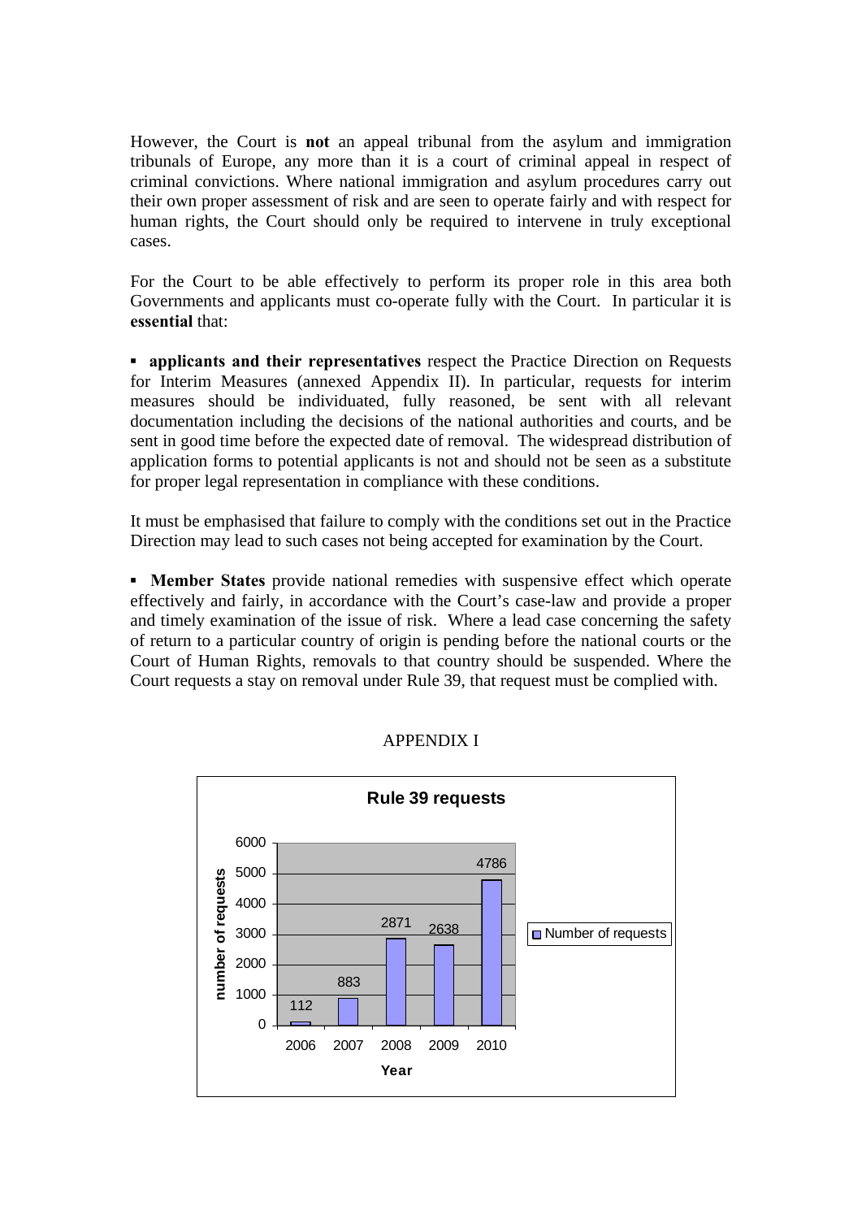However, the Court is **not** an appeal tribunal from the asylum and immigration tribunals of Europe, any more than it is a court of criminal appeal in respect of criminal convictions. Where national immigration and asylum procedures carry out their own proper assessment of risk and are seen to operate fairly and with respect for human rights, the Court should only be required to intervene in truly exceptional cases.

For the Court to be able effectively to perform its proper role in this area both Governments and applicants must co-operate fully with the Court. In particular it is **essential** that:

- **applicants and their representatives** respect the Practice Direction on Requests for Interim Measures (annexed Appendix II). In particular, requests for interim measures should be individuated, fully reasoned, be sent with all relevant documentation including the decisions of the national authorities and courts, and be sent in good time before the expected date of removal. The widespread distribution of application forms to potential applicants is not and should not be seen as a substitute for proper legal representation in compliance with these conditions.

It must be emphasised that failure to comply with the conditions set out in the Practice Direction may lead to such cases not being accepted for examination by the Court.

- **Member States** provide national remedies with suspensive effect which operate effectively and fairly, in accordance with the Court's case-law and provide a proper and timely examination of the issue of risk. Where a lead case concerning the safety of return to a particular country of origin is pending before the national courts or the Court of Human Rights, removals to that country should be suspended. Where the Court requests a stay on removal under Rule 39, that request must be complied with.

APPENDIX I

**Rule 39 requests**

| Year | Number of requests |
| --- | --- |
| 2006 | 112 |
| 2007 | 883 |
| 2008 | 2871 |
| 2009 | 2638 |
| 2010 | 4786 |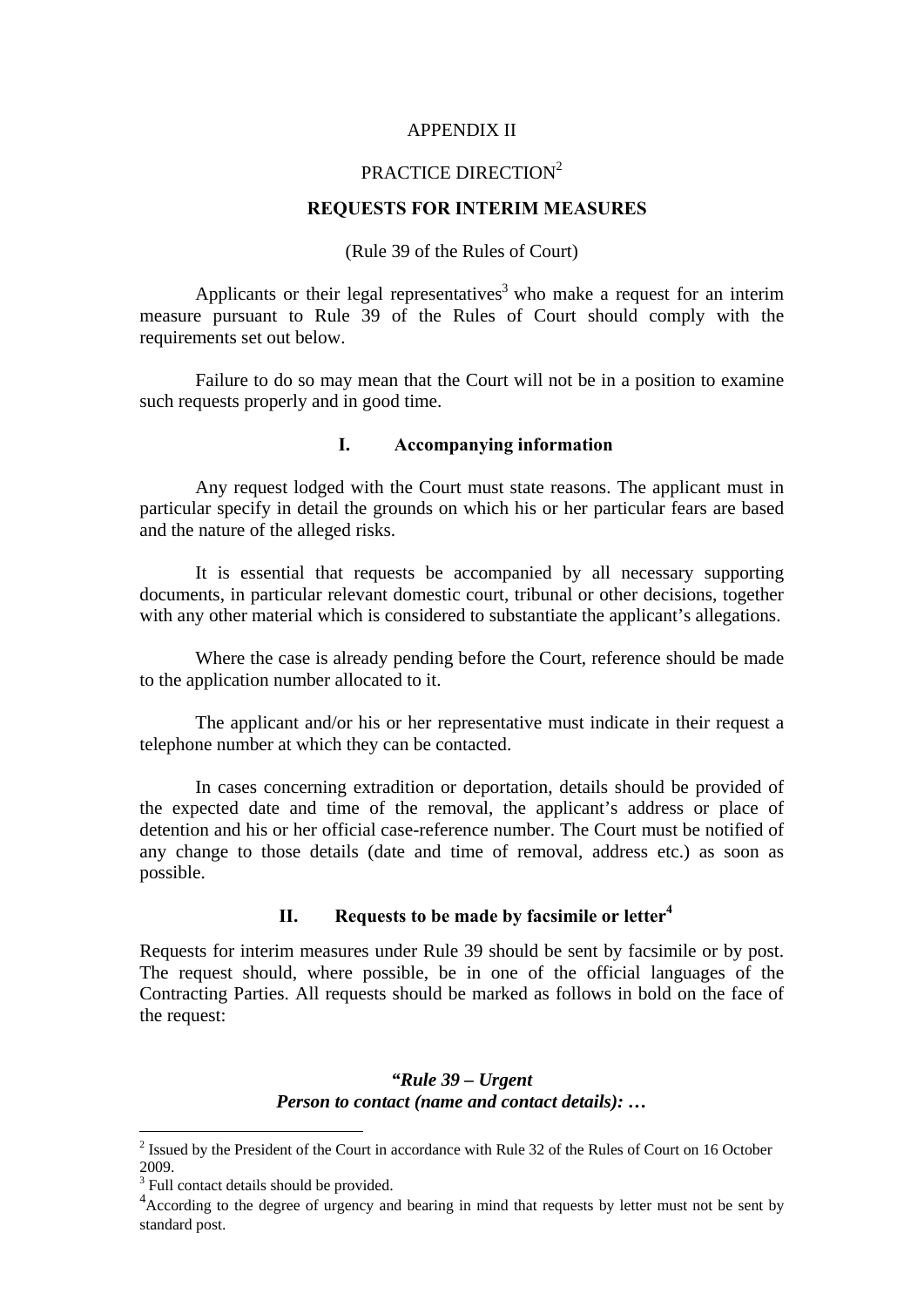APPENDIX II

PRACTICE DIRECTION[2]

**REQUESTS FOR INTERIM MEASURES**

(Rule 39 of the Rules of Court)

Applicants or their legal representatives[3] who make a request for an interim measure pursuant to Rule 39 of the Rules of Court should comply with the requirements set out below.

Failure to do so may mean that the Court will not be in a position to examine such requests properly and in good time.

## I. Accompanying information

Any request lodged with the Court must state reasons. The applicant must in particular specify in detail the grounds on which his or her particular fears are based and the nature of the alleged risks.

It is essential that requests be accompanied by all necessary supporting documents, in particular relevant domestic court, tribunal or other decisions, together with any other material which is considered to substantiate the applicant's allegations.

Where the case is already pending before the Court, reference should be made to the application number allocated to it.

The applicant and/or his or her representative must indicate in their request a telephone number at which they can be contacted.

In cases concerning extradition or deportation, details should be provided of the expected date and time of the removal, the applicant's address or place of detention and his or her official case-reference number. The Court must be notified of any change to those details (date and time of removal, address etc.) as soon as possible.

## II. Requests to be made by facsimile or letter[4]

Requests for interim measures under Rule 39 should be sent by facsimile or by post. The request should, where possible, be in one of the official languages of the Contracting Parties. All requests should be marked as follows in bold on the face of the request:

***"Rule 39 – Urgent***
***Person to contact (name and contact details): …***

---

[2] Issued by the President of the Court in accordance with Rule 32 of the Rules of Court on 16 October 2009.

[3] Full contact details should be provided.

[4] According to the degree of urgency and bearing in mind that requests by letter must not be sent by standard post.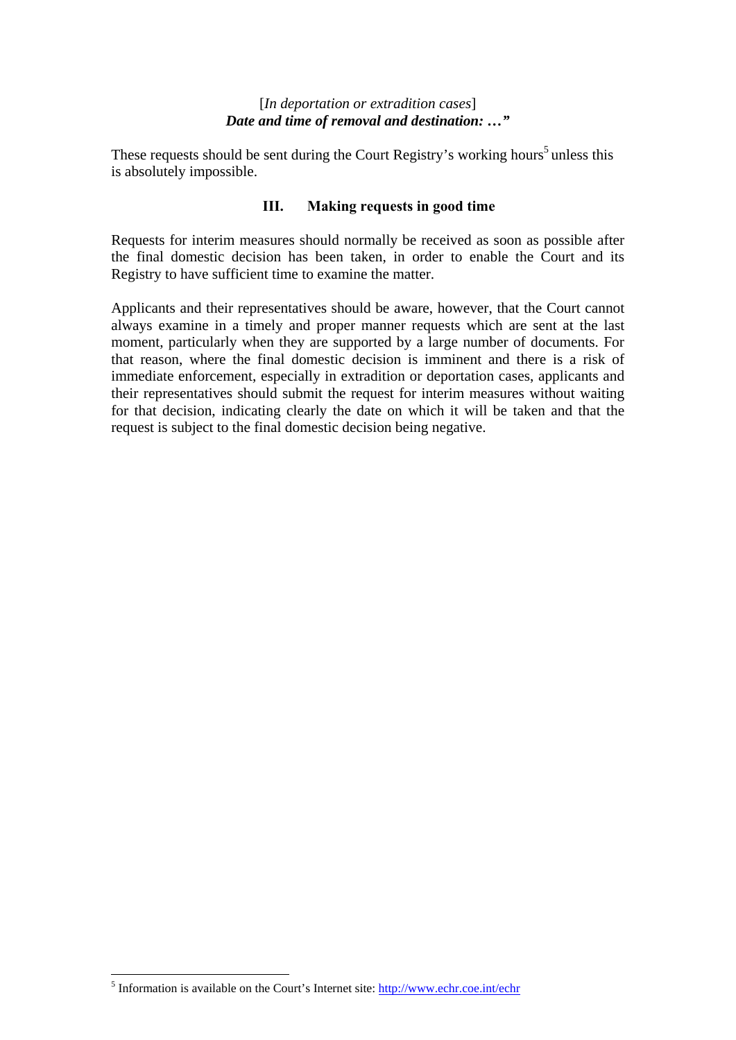[*In deportation or extradition cases*]
***Date and time of removal and destination: …"***

These requests should be sent during the Court Registry's working hours[5] unless this is absolutely impossible.

### III. Making requests in good time

Requests for interim measures should normally be received as soon as possible after the final domestic decision has been taken, in order to enable the Court and its Registry to have sufficient time to examine the matter.

Applicants and their representatives should be aware, however, that the Court cannot always examine in a timely and proper manner requests which are sent at the last moment, particularly when they are supported by a large number of documents. For that reason, where the final domestic decision is imminent and there is a risk of immediate enforcement, especially in extradition or deportation cases, applicants and their representatives should submit the request for interim measures without waiting for that decision, indicating clearly the date on which it will be taken and that the request is subject to the final domestic decision being negative.

---

[5] Information is available on the Court's Internet site: http://www.echr.coe.int/echr